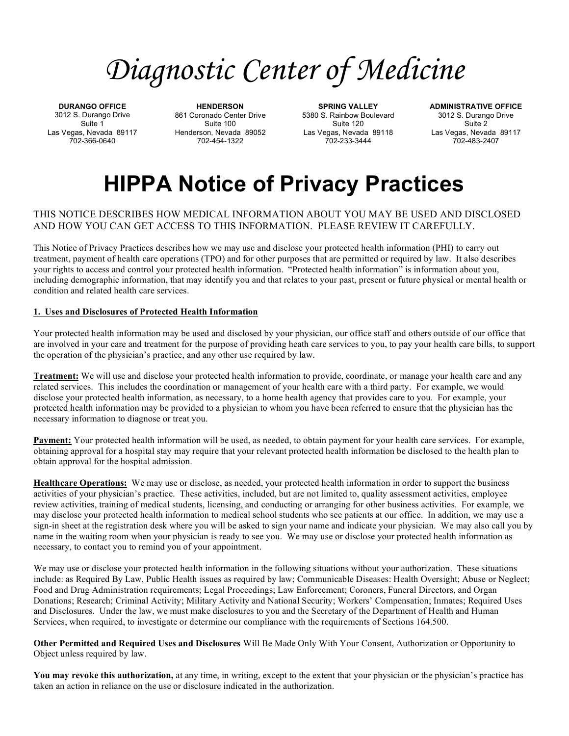# *Diagnostic Center of Medicine*

| DURANGO OFFICE | HENDERSON | SPRING VALLEY | ADMINISTRATIVE OFFICE |
|---|---|---|---|
| 3012 S. Durango Drive | 861 Coronado Center Drive | 5380 S. Rainbow Boulevard | 3012 S. Durango Drive |
| Suite 1 | Suite 100 | Suite 120 | Suite 2 |
| Las Vegas, Nevada 89117 | Henderson, Nevada 89052 | Las Vegas, Nevada 89118 | Las Vegas, Nevada 89117 |
| 702-366-0640 | 702-454-1322 | 702-233-3444 | 702-483-2407 |

# HIPPA Notice of Privacy Practices

THIS NOTICE DESCRIBES HOW MEDICAL INFORMATION ABOUT YOU MAY BE USED AND DISCLOSED AND HOW YOU CAN GET ACCESS TO THIS INFORMATION. PLEASE REVIEW IT CAREFULLY.

This Notice of Privacy Practices describes how we may use and disclose your protected health information (PHI) to carry out treatment, payment of health care operations (TPO) and for other purposes that are permitted or required by law. It also describes your rights to access and control your protected health information. "Protected health information" is information about you, including demographic information, that may identify you and that relates to your past, present or future physical or mental health or condition and related health care services.

**1. Uses and Disclosures of Protected Health Information**

Your protected health information may be used and disclosed by your physician, our office staff and others outside of our office that are involved in your care and treatment for the purpose of providing heath care services to you, to pay your health care bills, to support the operation of the physician's practice, and any other use required by law.

**Treatment:** We will use and disclose your protected health information to provide, coordinate, or manage your health care and any related services. This includes the coordination or management of your health care with a third party. For example, we would disclose your protected health information, as necessary, to a home health agency that provides care to you. For example, your protected health information may be provided to a physician to whom you have been referred to ensure that the physician has the necessary information to diagnose or treat you.

**Payment:** Your protected health information will be used, as needed, to obtain payment for your health care services. For example, obtaining approval for a hospital stay may require that your relevant protected health information be disclosed to the health plan to obtain approval for the hospital admission.

**Healthcare Operations:** We may use or disclose, as needed, your protected health information in order to support the business activities of your physician's practice. These activities, included, but are not limited to, quality assessment activities, employee review activities, training of medical students, licensing, and conducting or arranging for other business activities. For example, we may disclose your protected health information to medical school students who see patients at our office. In addition, we may use a sign-in sheet at the registration desk where you will be asked to sign your name and indicate your physician. We may also call you by name in the waiting room when your physician is ready to see you. We may use or disclose your protected health information as necessary, to contact you to remind you of your appointment.

We may use or disclose your protected health information in the following situations without your authorization. These situations include: as Required By Law, Public Health issues as required by law; Communicable Diseases: Health Oversight; Abuse or Neglect; Food and Drug Administration requirements; Legal Proceedings; Law Enforcement; Coroners, Funeral Directors, and Organ Donations; Research; Criminal Activity; Military Activity and National Security; Workers' Compensation; Inmates; Required Uses and Disclosures. Under the law, we must make disclosures to you and the Secretary of the Department of Health and Human Services, when required, to investigate or determine our compliance with the requirements of Sections 164.500.

**Other Permitted and Required Uses and Disclosures** Will Be Made Only With Your Consent, Authorization or Opportunity to Object unless required by law.

**You may revoke this authorization,** at any time, in writing, except to the extent that your physician or the physician's practice has taken an action in reliance on the use or disclosure indicated in the authorization.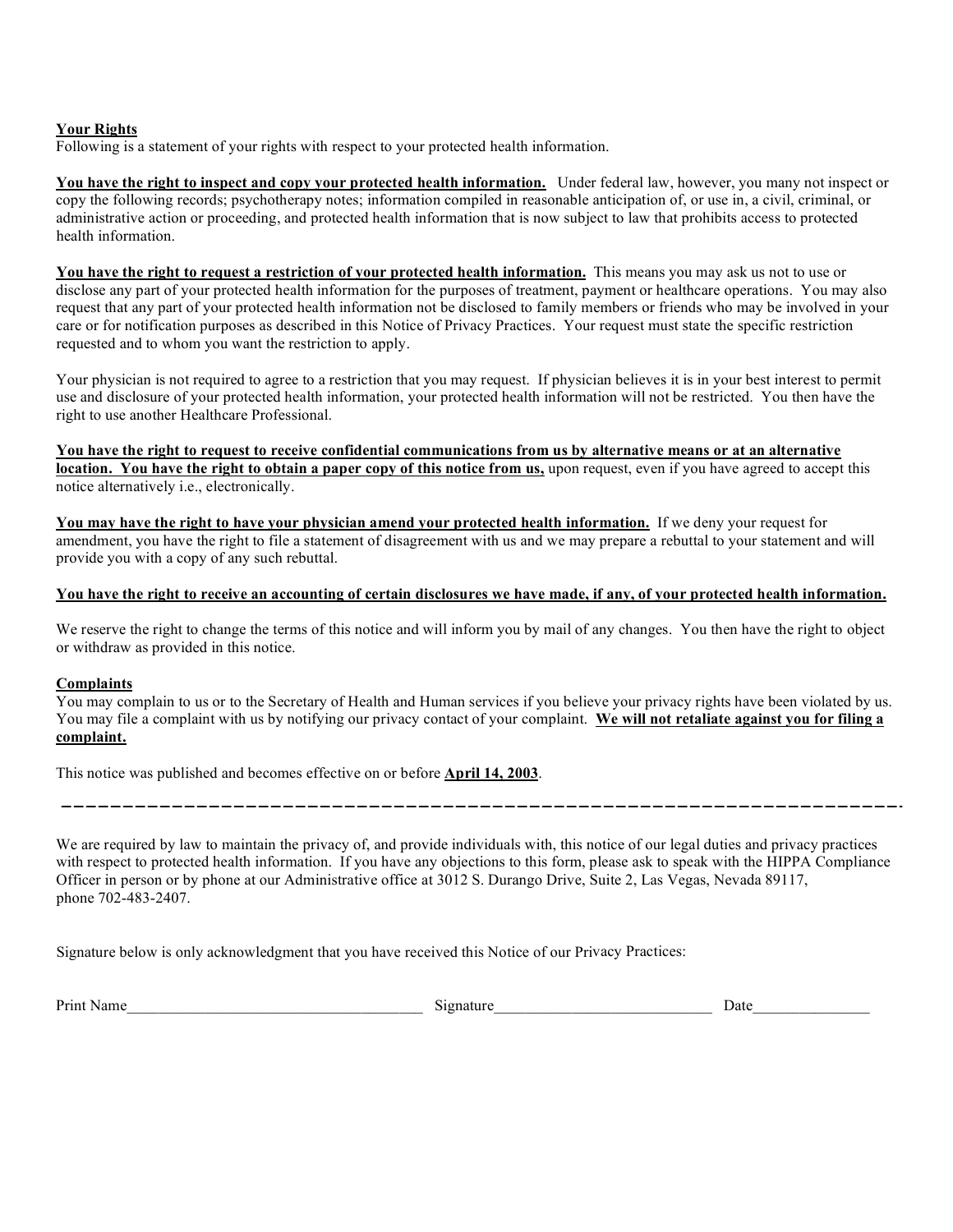**Your Rights**

Following is a statement of your rights with respect to your protected health information.

**You have the right to inspect and copy your protected health information.** Under federal law, however, you many not inspect or copy the following records; psychotherapy notes; information compiled in reasonable anticipation of, or use in, a civil, criminal, or administrative action or proceeding, and protected health information that is now subject to law that prohibits access to protected health information.

**You have the right to request a restriction of your protected health information.** This means you may ask us not to use or disclose any part of your protected health information for the purposes of treatment, payment or healthcare operations. You may also request that any part of your protected health information not be disclosed to family members or friends who may be involved in your care or for notification purposes as described in this Notice of Privacy Practices. Your request must state the specific restriction requested and to whom you want the restriction to apply.

Your physician is not required to agree to a restriction that you may request. If physician believes it is in your best interest to permit use and disclosure of your protected health information, your protected health information will not be restricted. You then have the right to use another Healthcare Professional.

**You have the right to request to receive confidential communications from us by alternative means or at an alternative location. You have the right to obtain a paper copy of this notice from us,** upon request, even if you have agreed to accept this notice alternatively i.e., electronically.

**You may have the right to have your physician amend your protected health information.** If we deny your request for amendment, you have the right to file a statement of disagreement with us and we may prepare a rebuttal to your statement and will provide you with a copy of any such rebuttal.

**You have the right to receive an accounting of certain disclosures we have made, if any, of your protected health information.**

We reserve the right to change the terms of this notice and will inform you by mail of any changes. You then have the right to object or withdraw as provided in this notice.

**Complaints**

You may complain to us or to the Secretary of Health and Human services if you believe your privacy rights have been violated by us. You may file a complaint with us by notifying our privacy contact of your complaint. **We will not retaliate against you for filing a complaint.**

This notice was published and becomes effective on or before **April 14, 2003**.

---

We are required by law to maintain the privacy of, and provide individuals with, this notice of our legal duties and privacy practices with respect to protected health information. If you have any objections to this form, please ask to speak with the HIPPA Compliance Officer in person or by phone at our Administrative office at 3012 S. Durango Drive, Suite 2, Las Vegas, Nevada 89117, phone 702-483-2407.

Signature below is only acknowledgment that you have received this Notice of our Privacy Practices:

Print Name_____________________________________ Signature____________________________ Date_______________